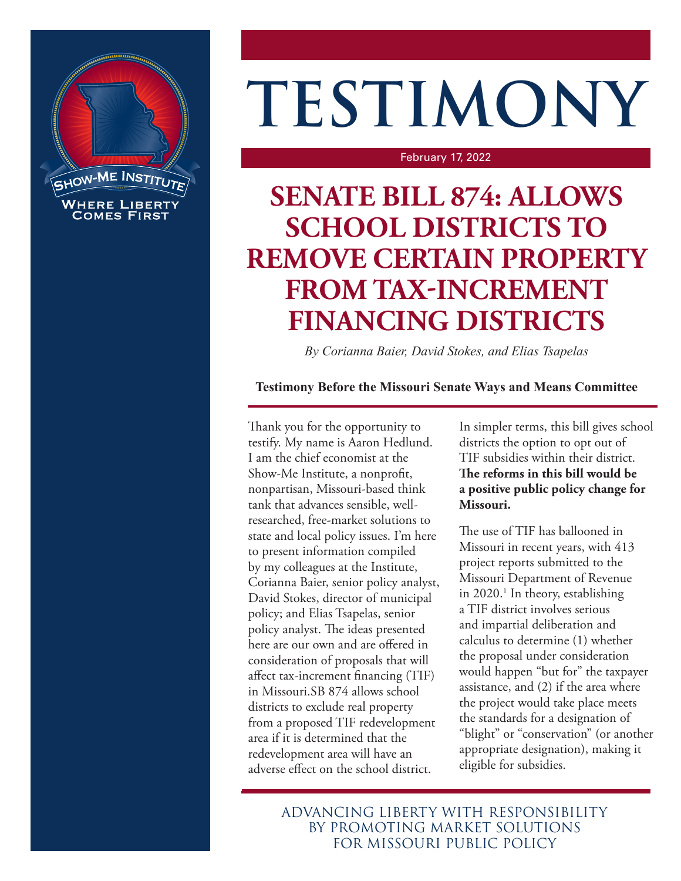# TESTIMONY

February 17, 2022

# SENATE BILL 874: ALLOWS SCHOOL DISTRICTS TO REMOVE CERTAIN PROPERTY FROM TAX-INCREMENT FINANCING DISTRICTS

*By Corianna Baier, David Stokes, and Elias Tsapelas*

**Testimony Before the Missouri Senate Ways and Means Committee**

Thank you for the opportunity to testify. My name is Aaron Hedlund. I am the chief economist at the Show-Me Institute, a nonprofit, nonpartisan, Missouri-based think tank that advances sensible, well-researched, free-market solutions to state and local policy issues. I'm here to present information compiled by my colleagues at the Institute, Corianna Baier, senior policy analyst, David Stokes, director of municipal policy; and Elias Tsapelas, senior policy analyst. The ideas presented here are our own and are offered in consideration of proposals that will affect tax-increment financing (TIF) in Missouri.SB 874 allows school districts to exclude real property from a proposed TIF redevelopment area if it is determined that the redevelopment area will have an adverse effect on the school district.

In simpler terms, this bill gives school districts the option to opt out of TIF subsidies within their district. **The reforms in this bill would be a positive public policy change for Missouri.**

The use of TIF has ballooned in Missouri in recent years, with 413 project reports submitted to the Missouri Department of Revenue in 2020.[1] In theory, establishing a TIF district involves serious and impartial deliberation and calculus to determine (1) whether the proposal under consideration would happen "but for" the taxpayer assistance, and (2) if the area where the project would take place meets the standards for a designation of "blight" or "conservation" (or another appropriate designation), making it eligible for subsidies.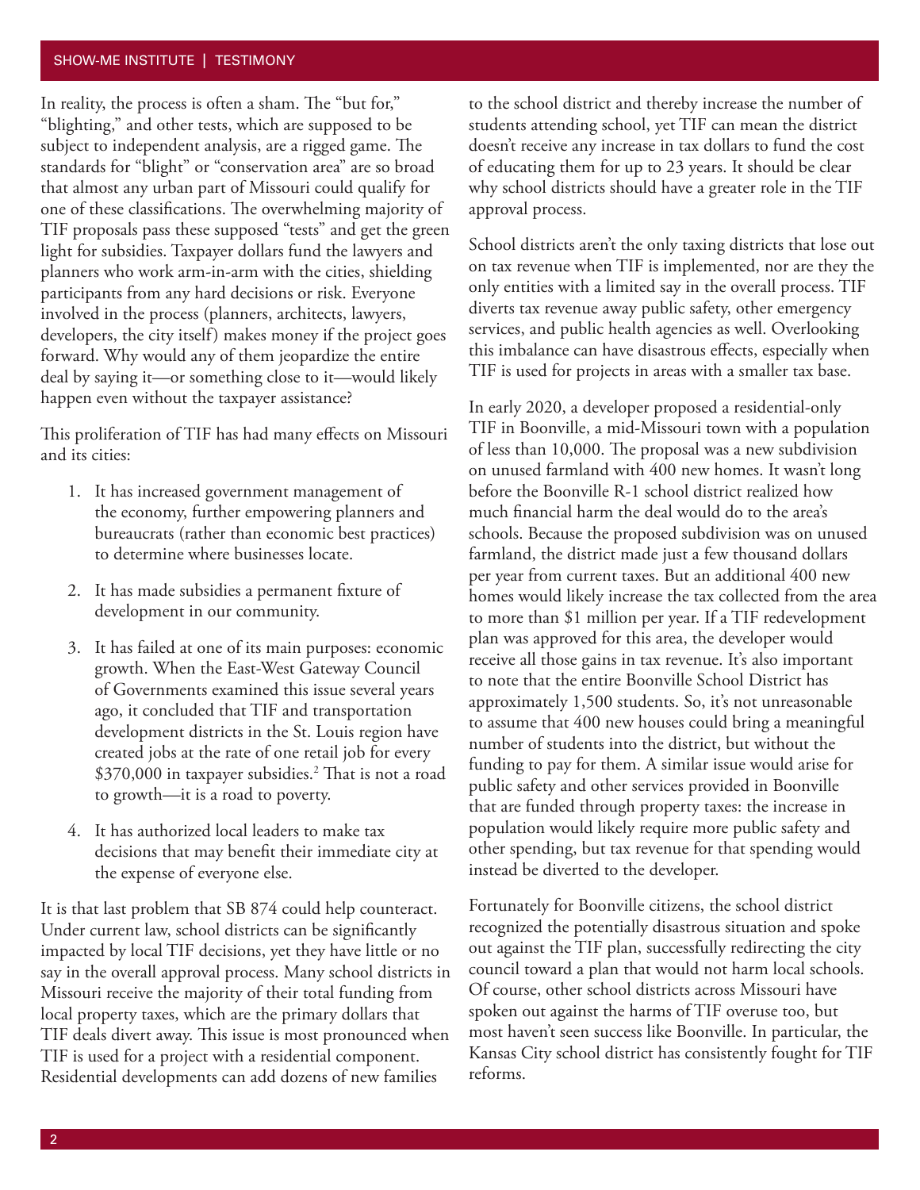In reality, the process is often a sham. The "but for," "blighting," and other tests, which are supposed to be subject to independent analysis, are a rigged game. The standards for "blight" or "conservation area" are so broad that almost any urban part of Missouri could qualify for one of these classifications. The overwhelming majority of TIF proposals pass these supposed "tests" and get the green light for subsidies. Taxpayer dollars fund the lawyers and planners who work arm-in-arm with the cities, shielding participants from any hard decisions or risk. Everyone involved in the process (planners, architects, lawyers, developers, the city itself) makes money if the project goes forward. Why would any of them jeopardize the entire deal by saying it—or something close to it—would likely happen even without the taxpayer assistance?

This proliferation of TIF has had many effects on Missouri and its cities:

1. It has increased government management of the economy, further empowering planners and bureaucrats (rather than economic best practices) to determine where businesses locate.
2. It has made subsidies a permanent fixture of development in our community.
3. It has failed at one of its main purposes: economic growth. When the East-West Gateway Council of Governments examined this issue several years ago, it concluded that TIF and transportation development districts in the St. Louis region have created jobs at the rate of one retail job for every $370,000 in taxpayer subsidies.[2] That is not a road to growth—it is a road to poverty.
4. It has authorized local leaders to make tax decisions that may benefit their immediate city at the expense of everyone else.

It is that last problem that SB 874 could help counteract. Under current law, school districts can be significantly impacted by local TIF decisions, yet they have little or no say in the overall approval process. Many school districts in Missouri receive the majority of their total funding from local property taxes, which are the primary dollars that TIF deals divert away. This issue is most pronounced when TIF is used for a project with a residential component. Residential developments can add dozens of new families to the school district and thereby increase the number of students attending school, yet TIF can mean the district doesn't receive any increase in tax dollars to fund the cost of educating them for up to 23 years. It should be clear why school districts should have a greater role in the TIF approval process.

School districts aren't the only taxing districts that lose out on tax revenue when TIF is implemented, nor are they the only entities with a limited say in the overall process. TIF diverts tax revenue away public safety, other emergency services, and public health agencies as well. Overlooking this imbalance can have disastrous effects, especially when TIF is used for projects in areas with a smaller tax base.

In early 2020, a developer proposed a residential-only TIF in Boonville, a mid-Missouri town with a population of less than 10,000. The proposal was a new subdivision on unused farmland with 400 new homes. It wasn't long before the Boonville R-1 school district realized how much financial harm the deal would do to the area's schools. Because the proposed subdivision was on unused farmland, the district made just a few thousand dollars per year from current taxes. But an additional 400 new homes would likely increase the tax collected from the area to more than $1 million per year. If a TIF redevelopment plan was approved for this area, the developer would receive all those gains in tax revenue. It's also important to note that the entire Boonville School District has approximately 1,500 students. So, it's not unreasonable to assume that 400 new houses could bring a meaningful number of students into the district, but without the funding to pay for them. A similar issue would arise for public safety and other services provided in Boonville that are funded through property taxes: the increase in population would likely require more public safety and other spending, but tax revenue for that spending would instead be diverted to the developer.

Fortunately for Boonville citizens, the school district recognized the potentially disastrous situation and spoke out against the TIF plan, successfully redirecting the city council toward a plan that would not harm local schools. Of course, other school districts across Missouri have spoken out against the harms of TIF overuse too, but most haven't seen success like Boonville. In particular, the Kansas City school district has consistently fought for TIF reforms.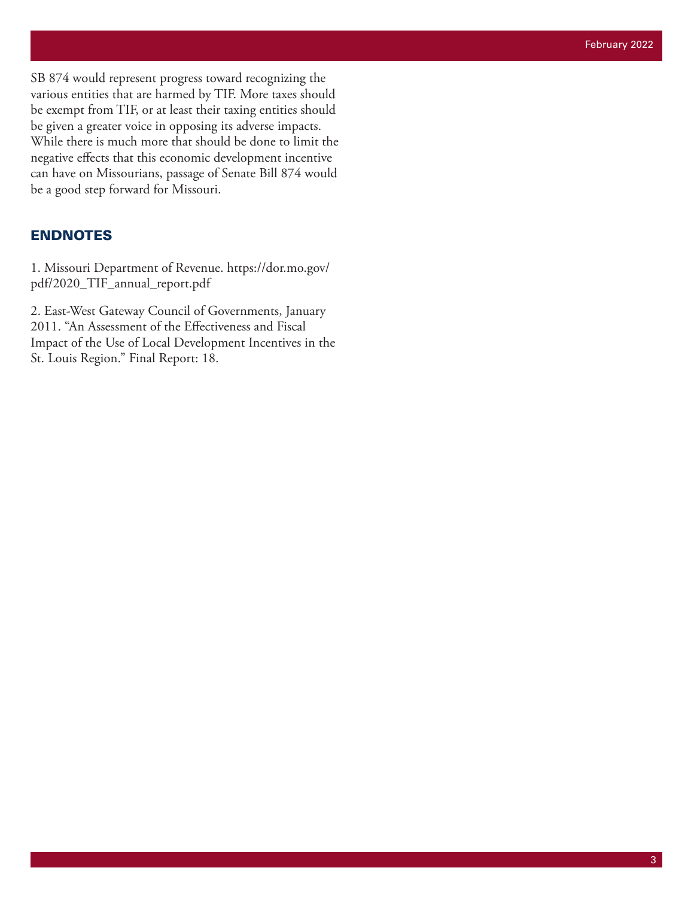SB 874 would represent progress toward recognizing the various entities that are harmed by TIF. More taxes should be exempt from TIF, or at least their taxing entities should be given a greater voice in opposing its adverse impacts. While there is much more that should be done to limit the negative effects that this economic development incentive can have on Missourians, passage of Senate Bill 874 would be a good step forward for Missouri.

## ENDNOTES

1. Missouri Department of Revenue. https://dor.mo.gov/pdf/2020_TIF_annual_report.pdf

2. East-West Gateway Council of Governments, January 2011. "An Assessment of the Effectiveness and Fiscal Impact of the Use of Local Development Incentives in the St. Louis Region." Final Report: 18.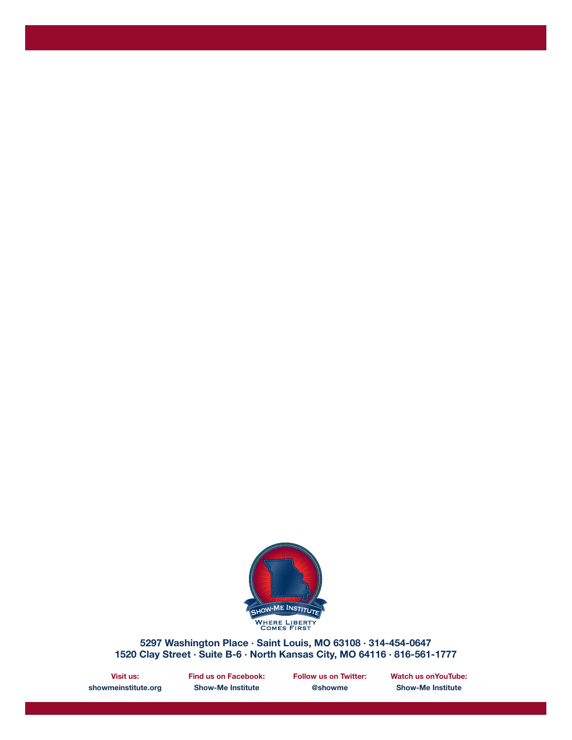SHOW-ME INSTITUTE

WHERE LIBERTY COMES FIRST

**5297 Washington Place · Saint Louis, MO 63108 · 314-454-0647**
**1520 Clay Street · Suite B-6 · North Kansas City, MO 64116 · 816-561-1777**

**Visit us:**
**showmeinstitute.org**

**Find us on Facebook:**
**Show-Me Institute**

**Follow us on Twitter:**
**@showme**

**Watch us onYouTube:**
**Show-Me Institute**